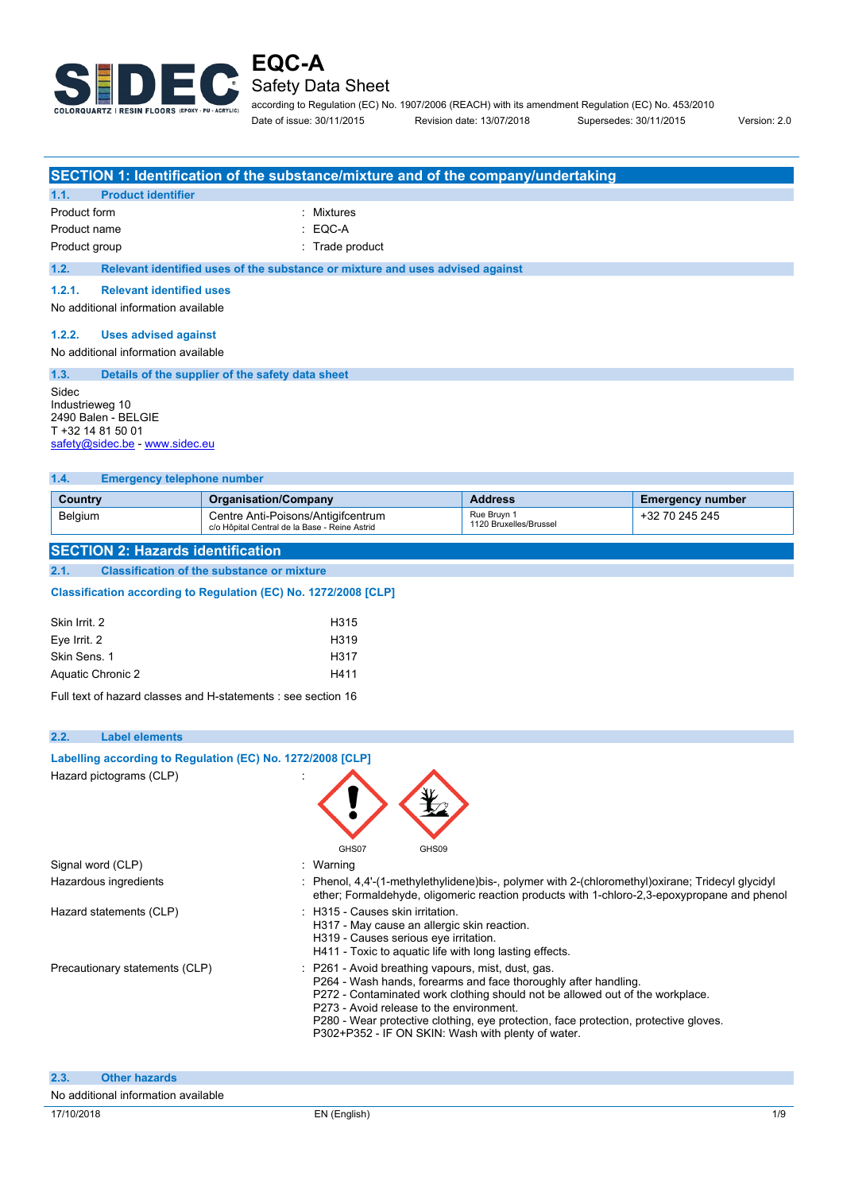# EQC-A

## Safety Data Sheet

according to Regulation (EC) No. 1907/2006 (REACH) with its amendment Regulation (EC) No. 453/2010

Date of issue: 30/11/2015 Revision date: 13/07/2018 Supersedes: 30/11/2015 Version: 2.0

## SECTION 1: Identification of the substance/mixture and of the company/undertaking

### 1.1. Product identifier

Product form : Mixtures
Product name : EQC-A
Product group : Trade product

### 1.2. Relevant identified uses of the substance or mixture and uses advised against

#### 1.2.1. Relevant identified uses

No additional information available

#### 1.2.2. Uses advised against

No additional information available

### 1.3. Details of the supplier of the safety data sheet

Sidec
Industrieweg 10
2490 Balen - BELGIE
T +32 14 81 50 01
safety@sidec.be - www.sidec.eu

### 1.4. Emergency telephone number

| Country | Organisation/Company | Address | Emergency number |
|---|---|---|---|
| Belgium | Centre Anti-Poisons/Antigifcentrum c/o Hôpital Central de la Base - Reine Astrid | Rue Bruyn 1 1120 Bruxelles/Brussel | +32 70 245 245 |

## SECTION 2: Hazards identification

### 2.1. Classification of the substance or mixture

**Classification according to Regulation (EC) No. 1272/2008 [CLP]**

| | |
|---|---|
| Skin Irrit. 2 | H315 |
| Eye Irrit. 2 | H319 |
| Skin Sens. 1 | H317 |
| Aquatic Chronic 2 | H411 |

Full text of hazard classes and H-statements : see section 16

### 2.2. Label elements

**Labelling according to Regulation (EC) No. 1272/2008 [CLP]**

Hazard pictograms (CLP) : GHS07 GHS09

Signal word (CLP) : Warning

Hazardous ingredients : Phenol, 4,4'-(1-methylethylidene)bis-, polymer with 2-(chloromethyl)oxirane; Tridecyl glycidyl ether; Formaldehyde, oligomeric reaction products with 1-chloro-2,3-epoxypropane and phenol

Hazard statements (CLP) :
- H315 - Causes skin irritation.
- H317 - May cause an allergic skin reaction.
- H319 - Causes serious eye irritation.
- H411 - Toxic to aquatic life with long lasting effects.

Precautionary statements (CLP) :
- P261 - Avoid breathing vapours, mist, dust, gas.
- P264 - Wash hands, forearms and face thoroughly after handling.
- P272 - Contaminated work clothing should not be allowed out of the workplace.
- P273 - Avoid release to the environment.
- P280 - Wear protective clothing, eye protection, face protection, protective gloves.
- P302+P352 - IF ON SKIN: Wash with plenty of water.

### 2.3. Other hazards

No additional information available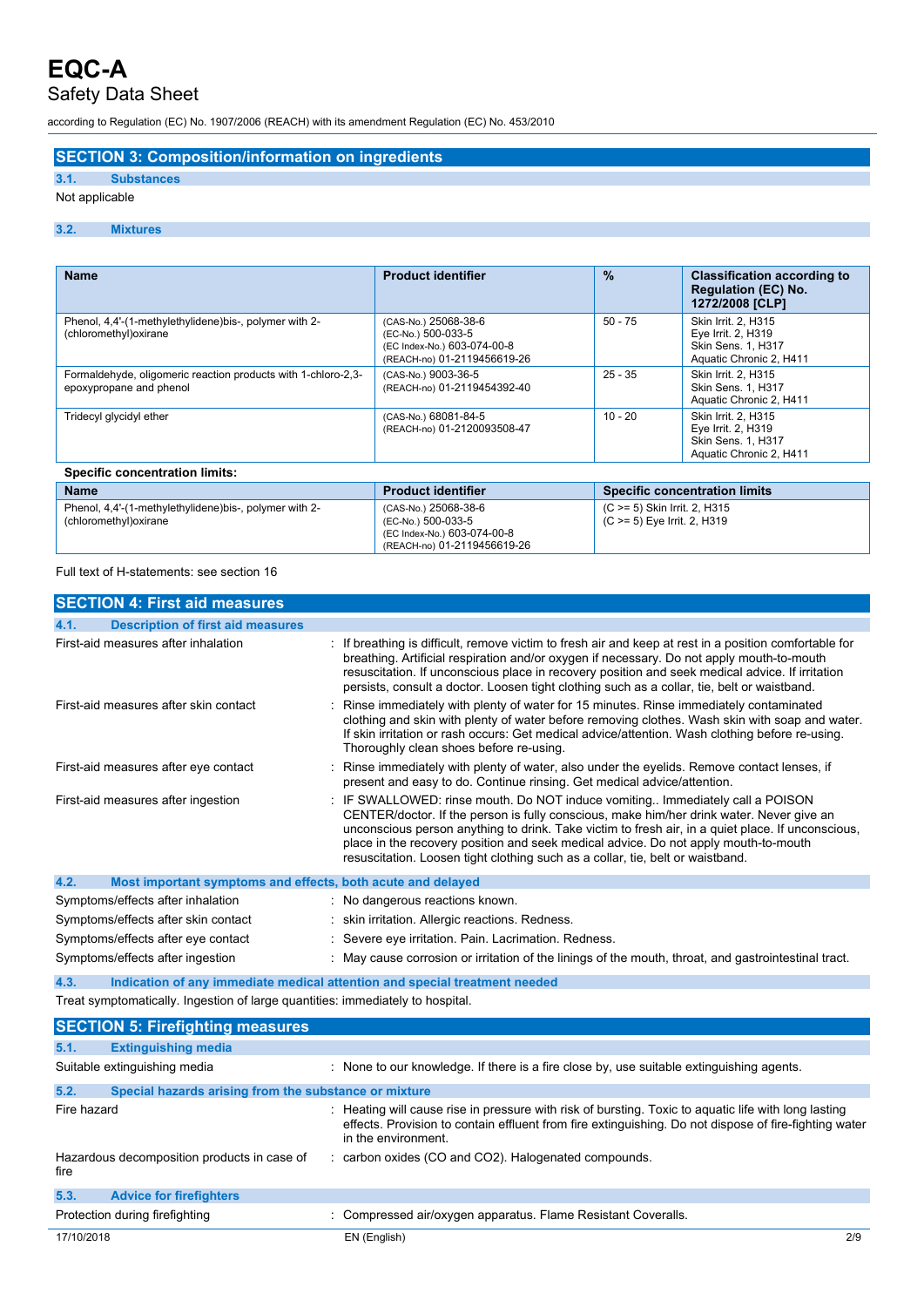## SECTION 3: Composition/information on ingredients

### 3.1. Substances

Not applicable

### 3.2. Mixtures

| Name | Product identifier | % | Classification according to Regulation (EC) No. 1272/2008 [CLP] |
|---|---|---|---|
| Phenol, 4,4'-(1-methylethylidene)bis-, polymer with 2-(chloromethyl)oxirane | (CAS-No.) 25068-38-6<br>(EC-No.) 500-033-5<br>(EC Index-No.) 603-074-00-8<br>(REACH-no) 01-2119456619-26 | 50 - 75 | Skin Irrit. 2, H315<br>Eye Irrit. 2, H319<br>Skin Sens. 1, H317<br>Aquatic Chronic 2, H411 |
| Formaldehyde, oligomeric reaction products with 1-chloro-2,3-epoxypropane and phenol | (CAS-No.) 9003-36-5<br>(REACH-no) 01-2119454392-40 | 25 - 35 | Skin Irrit. 2, H315<br>Skin Sens. 1, H317<br>Aquatic Chronic 2, H411 |
| Tridecyl glycidyl ether | (CAS-No.) 68081-84-5<br>(REACH-no) 01-2120093508-47 | 10 - 20 | Skin Irrit. 2, H315<br>Eye Irrit. 2, H319<br>Skin Sens. 1, H317<br>Aquatic Chronic 2, H411 |

**Specific concentration limits:**

| Name | Product identifier | Specific concentration limits |
|---|---|---|
| Phenol, 4,4'-(1-methylethylidene)bis-, polymer with 2-(chloromethyl)oxirane | (CAS-No.) 25068-38-6<br>(EC-No.) 500-033-5<br>(EC Index-No.) 603-074-00-8<br>(REACH-no) 01-2119456619-26 | (C >= 5) Skin Irrit. 2, H315<br>(C >= 5) Eye Irrit. 2, H319 |

Full text of H-statements: see section 16

## SECTION 4: First aid measures

### 4.1. Description of first aid measures

First-aid measures after inhalation : If breathing is difficult, remove victim to fresh air and keep at rest in a position comfortable for breathing. Artificial respiration and/or oxygen if necessary. Do not apply mouth-to-mouth resuscitation. If unconscious place in recovery position and seek medical advice. If irritation persists, consult a doctor. Loosen tight clothing such as a collar, tie, belt or waistband.

First-aid measures after skin contact : Rinse immediately with plenty of water for 15 minutes. Rinse immediately contaminated clothing and skin with plenty of water before removing clothes. Wash skin with soap and water. If skin irritation or rash occurs: Get medical advice/attention. Wash clothing before re-using. Thoroughly clean shoes before re-using.

First-aid measures after eye contact : Rinse immediately with plenty of water, also under the eyelids. Remove contact lenses, if present and easy to do. Continue rinsing. Get medical advice/attention.

First-aid measures after ingestion : IF SWALLOWED: rinse mouth. Do NOT induce vomiting.. Immediately call a POISON CENTER/doctor. If the person is fully conscious, make him/her drink water. Never give an unconscious person anything to drink. Take victim to fresh air, in a quiet place. If unconscious, place in the recovery position and seek medical advice. Do not apply mouth-to-mouth resuscitation. Loosen tight clothing such as a collar, tie, belt or waistband.

### 4.2. Most important symptoms and effects, both acute and delayed

Symptoms/effects after inhalation : No dangerous reactions known.

Symptoms/effects after skin contact : skin irritation. Allergic reactions. Redness.

Symptoms/effects after eye contact : Severe eye irritation. Pain. Lacrimation. Redness.

Symptoms/effects after ingestion : May cause corrosion or irritation of the linings of the mouth, throat, and gastrointestinal tract.

### 4.3. Indication of any immediate medical attention and special treatment needed

Treat symptomatically. Ingestion of large quantities: immediately to hospital.

## SECTION 5: Firefighting measures

### 5.1. Extinguishing media

Suitable extinguishing media : None to our knowledge. If there is a fire close by, use suitable extinguishing agents.

### 5.2. Special hazards arising from the substance or mixture

Fire hazard : Heating will cause rise in pressure with risk of bursting. Toxic to aquatic life with long lasting effects. Provision to contain effluent from fire extinguishing. Do not dispose of fire-fighting water in the environment.

Hazardous decomposition products in case of fire : carbon oxides (CO and $CO_2$). Halogenated compounds.

### 5.3. Advice for firefighters

Protection during firefighting : Compressed air/oxygen apparatus. Flame Resistant Coveralls.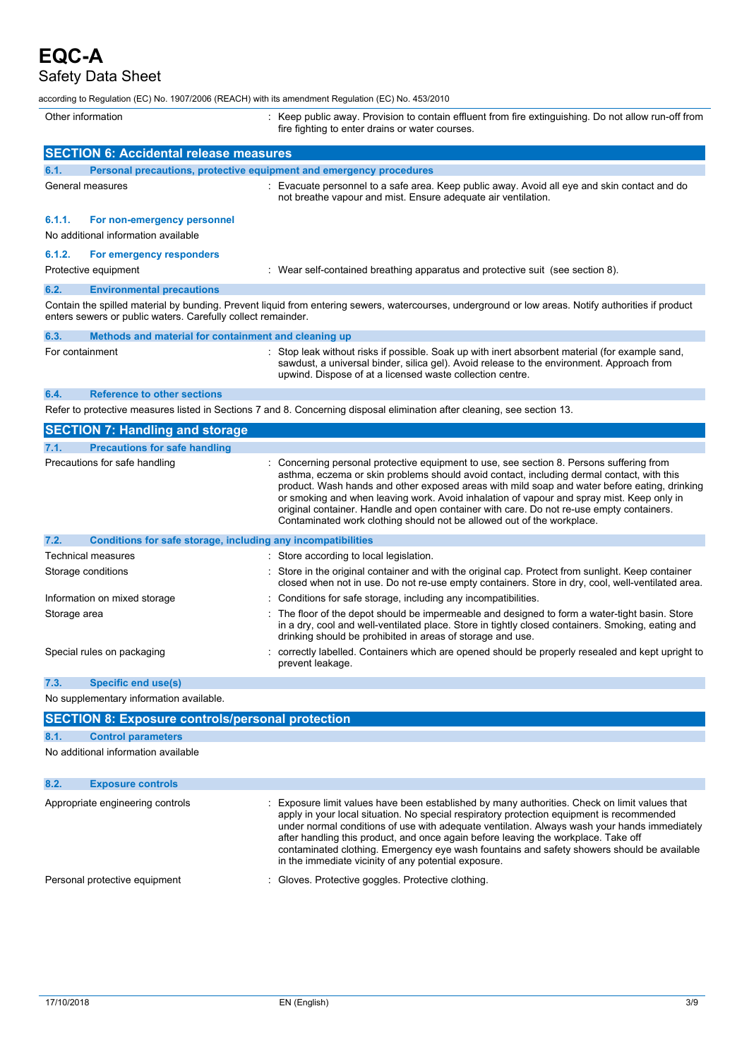| Other information | : Keep public away. Provision to contain effluent from fire extinguishing. Do not allow run-off from fire fighting to enter drains or water courses. |
|---|---|

## SECTION 6: Accidental release measures

### 6.1. Personal precautions, protective equipment and emergency procedures

| General measures | : Evacuate personnel to a safe area. Keep public away. Avoid all eye and skin contact and do not breathe vapour and mist. Ensure adequate air ventilation. |
|---|---|

#### 6.1.1. For non-emergency personnel

No additional information available

#### 6.1.2. For emergency responders

| Protective equipment | : Wear self-contained breathing apparatus and protective suit (see section 8). |
|---|---|

### 6.2. Environmental precautions

Contain the spilled material by bunding. Prevent liquid from entering sewers, watercourses, underground or low areas. Notify authorities if product enters sewers or public waters. Carefully collect remainder.

### 6.3. Methods and material for containment and cleaning up

| For containment | : Stop leak without risks if possible. Soak up with inert absorbent material (for example sand, sawdust, a universal binder, silica gel). Avoid release to the environment. Approach from upwind. Dispose of at a licensed waste collection centre. |
|---|---|

### 6.4. Reference to other sections

Refer to protective measures listed in Sections 7 and 8. Concerning disposal elimination after cleaning, see section 13.

## SECTION 7: Handling and storage

### 7.1. Precautions for safe handling

| Precautions for safe handling | : Concerning personal protective equipment to use, see section 8. Persons suffering from asthma, eczema or skin problems should avoid contact, including dermal contact, with this product. Wash hands and other exposed areas with mild soap and water before eating, drinking or smoking and when leaving work. Avoid inhalation of vapour and spray mist. Keep only in original container. Handle and open container with care. Do not re-use empty containers. Contaminated work clothing should not be allowed out of the workplace. |
|---|---|

### 7.2. Conditions for safe storage, including any incompatibilities

| | |
|---|---|
| Technical measures | : Store according to local legislation. |
| Storage conditions | : Store in the original container and with the original cap. Protect from sunlight. Keep container closed when not in use. Do not re-use empty containers. Store in dry, cool, well-ventilated area. |
| Information on mixed storage | : Conditions for safe storage, including any incompatibilities. |
| Storage area | : The floor of the depot should be impermeable and designed to form a water-tight basin. Store in a dry, cool and well-ventilated place. Store in tightly closed containers. Smoking, eating and drinking should be prohibited in areas of storage and use. |
| Special rules on packaging | : correctly labelled. Containers which are opened should be properly resealed and kept upright to prevent leakage. |

### 7.3. Specific end use(s)

No supplementary information available.

## SECTION 8: Exposure controls/personal protection

### 8.1. Control parameters

No additional information available

### 8.2. Exposure controls

| | |
|---|---|
| Appropriate engineering controls | : Exposure limit values have been established by many authorities. Check on limit values that apply in your local situation. No special respiratory protection equipment is recommended under normal conditions of use with adequate ventilation. Always wash your hands immediately after handling this product, and once again before leaving the workplace. Take off contaminated clothing. Emergency eye wash fountains and safety showers should be available in the immediate vicinity of any potential exposure. |
| Personal protective equipment | : Gloves. Protective goggles. Protective clothing. |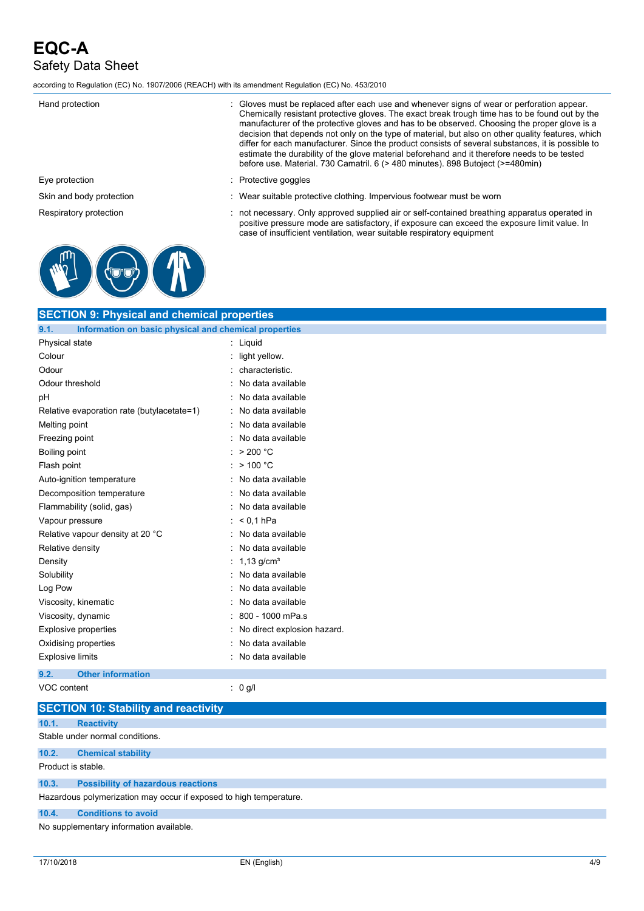| | |
|---|---|
| Hand protection | : Gloves must be replaced after each use and whenever signs of wear or perforation appear. Chemically resistant protective gloves. The exact break trough time has to be found out by the manufacturer of the protective gloves and has to be observed. Choosing the proper glove is a decision that depends not only on the type of material, but also on other quality features, which differ for each manufacturer. Since the product consists of several substances, it is possible to estimate the durability of the glove material beforehand and it therefore needs to be tested before use. Material. 730 Camatril. 6 (> 480 minutes). 898 Butoject (>=480min) |
| Eye protection | : Protective goggles |
| Skin and body protection | : Wear suitable protective clothing. Impervious footwear must be worn |
| Respiratory protection | : not necessary. Only approved supplied air or self-contained breathing apparatus operated in positive pressure mode are satisfactory, if exposure can exceed the exposure limit value. In case of insufficient ventilation, wear suitable respiratory equipment |

## SECTION 9: Physical and chemical properties

### 9.1. Information on basic physical and chemical properties

| | |
|---|---|
| Physical state | : Liquid |
| Colour | : light yellow. |
| Odour | : characteristic. |
| Odour threshold | : No data available |
| pH | : No data available |
| Relative evaporation rate (butylacetate=1) | : No data available |
| Melting point | : No data available |
| Freezing point | : No data available |
| Boiling point | : > 200 °C |
| Flash point | : > 100 °C |
| Auto-ignition temperature | : No data available |
| Decomposition temperature | : No data available |
| Flammability (solid, gas) | : No data available |
| Vapour pressure | : < 0,1 hPa |
| Relative vapour density at 20 °C | : No data available |
| Relative density | : No data available |
| Density | : 1,13 g/cm³ |
| Solubility | : No data available |
| Log Pow | : No data available |
| Viscosity, kinematic | : No data available |
| Viscosity, dynamic | : 800 - 1000 mPa.s |
| Explosive properties | : No direct explosion hazard. |
| Oxidising properties | : No data available |
| Explosive limits | : No data available |

### 9.2. Other information

| | |
|---|---|
| VOC content | : 0 g/l |

## SECTION 10: Stability and reactivity

### 10.1. Reactivity

Stable under normal conditions.

### 10.2. Chemical stability

Product is stable.

### 10.3. Possibility of hazardous reactions

Hazardous polymerization may occur if exposed to high temperature.

### 10.4. Conditions to avoid

No supplementary information available.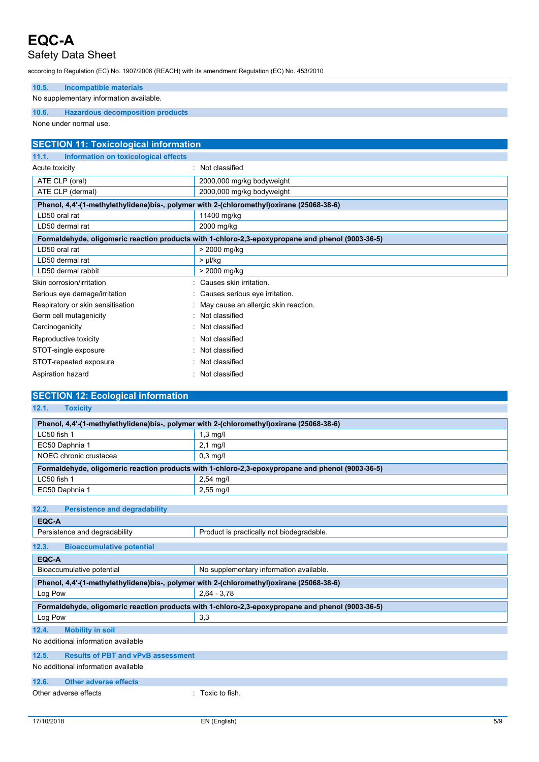### 10.5. Incompatible materials

No supplementary information available.

### 10.6. Hazardous decomposition products

None under normal use.

## SECTION 11: Toxicological information

### 11.1. Information on toxicological effects

Acute toxicity : Not classified

| ATE CLP (oral) | 2000,000 mg/kg bodyweight |
|---|---|
| ATE CLP (dermal) | 2000,000 mg/kg bodyweight |

| Phenol, 4,4'-(1-methylethylidene)bis-, polymer with 2-(chloromethyl)oxirane (25068-38-6) | |
|---|---|
| LD50 oral rat | 11400 mg/kg |
| LD50 dermal rat | 2000 mg/kg |

| Formaldehyde, oligomeric reaction products with 1-chloro-2,3-epoxypropane and phenol (9003-36-5) | |
|---|---|
| LD50 oral rat | > 2000 mg/kg |
| LD50 dermal rat | > µl/kg |
| LD50 dermal rabbit | > 2000 mg/kg |

Skin corrosion/irritation : Causes skin irritation.

Serious eye damage/irritation : Causes serious eye irritation.

Respiratory or skin sensitisation : May cause an allergic skin reaction.

Germ cell mutagenicity : Not classified

Carcinogenicity : Not classified

Reproductive toxicity : Not classified

STOT-single exposure : Not classified

STOT-repeated exposure : Not classified

Aspiration hazard : Not classified

## SECTION 12: Ecological information

### 12.1. Toxicity

| Phenol, 4,4'-(1-methylethylidene)bis-, polymer with 2-(chloromethyl)oxirane (25068-38-6) | |
|---|---|
| LC50 fish 1 | 1,3 mg/l |
| EC50 Daphnia 1 | 2,1 mg/l |
| NOEC chronic crustacea | 0,3 mg/l |

| Formaldehyde, oligomeric reaction products with 1-chloro-2,3-epoxypropane and phenol (9003-36-5) | |
|---|---|
| LC50 fish 1 | 2,54 mg/l |
| EC50 Daphnia 1 | 2,55 mg/l |

### 12.2. Persistence and degradability

| EQC-A | |
|---|---|
| Persistence and degradability | Product is practically not biodegradable. |

### 12.3. Bioaccumulative potential

| EQC-A | |
|---|---|
| Bioaccumulative potential | No supplementary information available. |

| Phenol, 4,4'-(1-methylethylidene)bis-, polymer with 2-(chloromethyl)oxirane (25068-38-6) | |
|---|---|
| Log Pow | 2,64 - 3,78 |

| Formaldehyde, oligomeric reaction products with 1-chloro-2,3-epoxypropane and phenol (9003-36-5) | |
|---|---|
| Log Pow | 3,3 |

### 12.4. Mobility in soil

No additional information available

### 12.5. Results of PBT and vPvB assessment

No additional information available

### 12.6. Other adverse effects

Other adverse effects : Toxic to fish.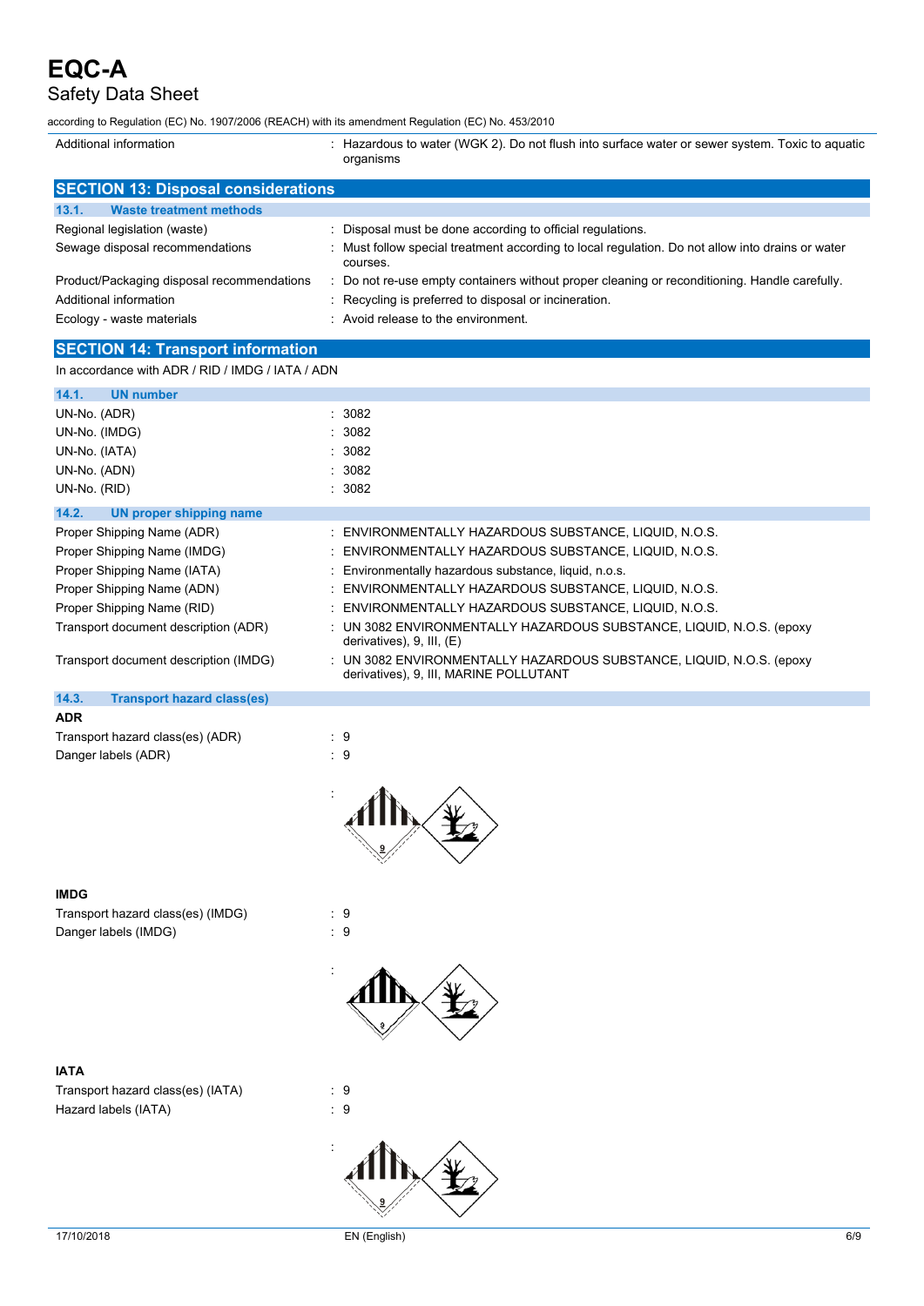| | |
|---|---|
| Additional information | : Hazardous to water (WGK 2). Do not flush into surface water or sewer system. Toxic to aquatic organisms |

## SECTION 13: Disposal considerations

### 13.1. Waste treatment methods

| | |
|---|---|
| Regional legislation (waste) | : Disposal must be done according to official regulations. |
| Sewage disposal recommendations | : Must follow special treatment according to local regulation. Do not allow into drains or water courses. |
| Product/Packaging disposal recommendations | : Do not re-use empty containers without proper cleaning or reconditioning. Handle carefully. |
| Additional information | : Recycling is preferred to disposal or incineration. |
| Ecology - waste materials | : Avoid release to the environment. |

## SECTION 14: Transport information

In accordance with ADR / RID / IMDG / IATA / ADN

### 14.1. UN number

| | |
|---|---|
| UN-No. (ADR) | : 3082 |
| UN-No. (IMDG) | : 3082 |
| UN-No. (IATA) | : 3082 |
| UN-No. (ADN) | : 3082 |
| UN-No. (RID) | : 3082 |

### 14.2. UN proper shipping name

| | |
|---|---|
| Proper Shipping Name (ADR) | : ENVIRONMENTALLY HAZARDOUS SUBSTANCE, LIQUID, N.O.S. |
| Proper Shipping Name (IMDG) | : ENVIRONMENTALLY HAZARDOUS SUBSTANCE, LIQUID, N.O.S. |
| Proper Shipping Name (IATA) | : Environmentally hazardous substance, liquid, n.o.s. |
| Proper Shipping Name (ADN) | : ENVIRONMENTALLY HAZARDOUS SUBSTANCE, LIQUID, N.O.S. |
| Proper Shipping Name (RID) | : ENVIRONMENTALLY HAZARDOUS SUBSTANCE, LIQUID, N.O.S. |
| Transport document description (ADR) | : UN 3082 ENVIRONMENTALLY HAZARDOUS SUBSTANCE, LIQUID, N.O.S. (epoxy derivatives), 9, III, (E) |
| Transport document description (IMDG) | : UN 3082 ENVIRONMENTALLY HAZARDOUS SUBSTANCE, LIQUID, N.O.S. (epoxy derivatives), 9, III, MARINE POLLUTANT |

### 14.3. Transport hazard class(es)

**ADR**

| | |
|---|---|
| Transport hazard class(es) (ADR) | : 9 |
| Danger labels (ADR) | : 9 |

**IMDG**

| | |
|---|---|
| Transport hazard class(es) (IMDG) | : 9 |
| Danger labels (IMDG) | : 9 |

**IATA**

| | |
|---|---|
| Transport hazard class(es) (IATA) | : 9 |
| Hazard labels (IATA) | : 9 |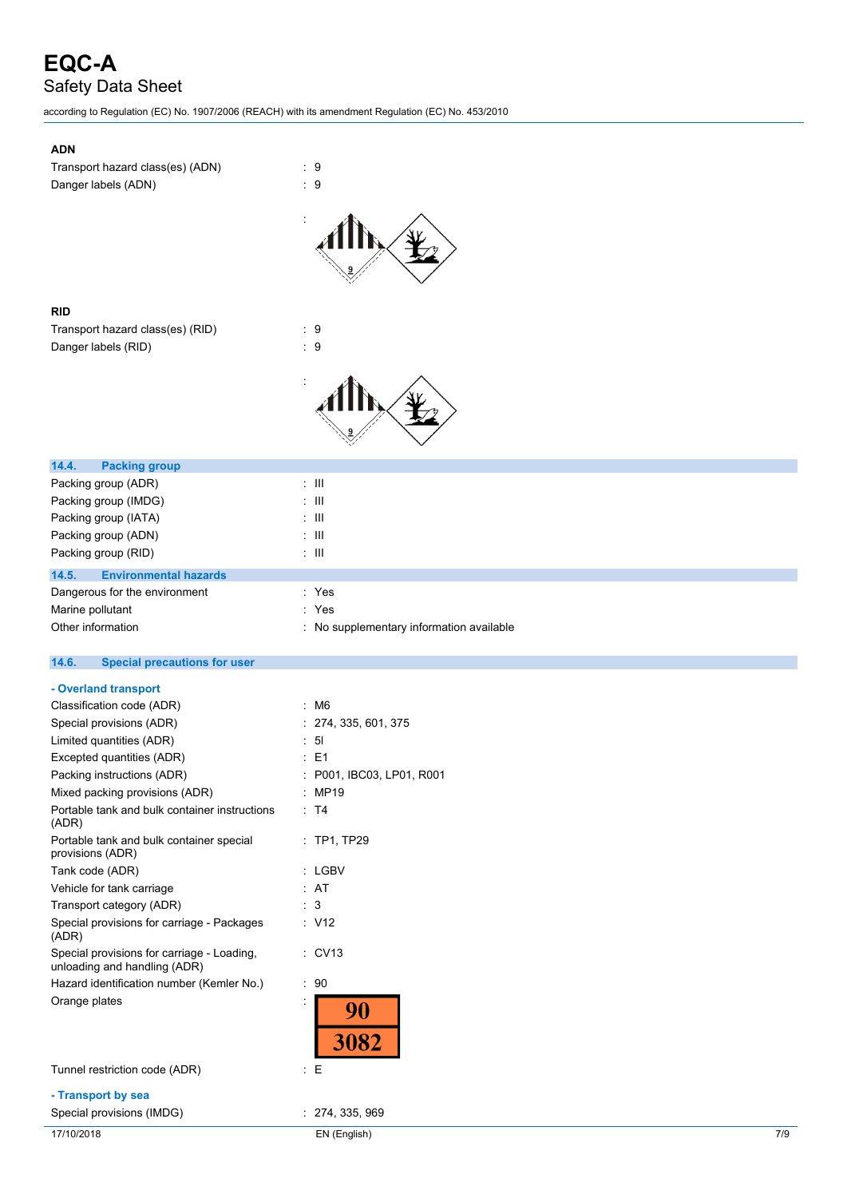**ADN**

| | |
|---|---|
| Transport hazard class(es) (ADN) | : 9 |
| Danger labels (ADN) | : 9 |

**RID**

| | |
|---|---|
| Transport hazard class(es) (RID) | : 9 |
| Danger labels (RID) | : 9 |

## 14.4. Packing group

| | |
|---|---|
| Packing group (ADR) | : III |
| Packing group (IMDG) | : III |
| Packing group (IATA) | : III |
| Packing group (ADN) | : III |
| Packing group (RID) | : III |

## 14.5. Environmental hazards

| | |
|---|---|
| Dangerous for the environment | : Yes |
| Marine pollutant | : Yes |
| Other information | : No supplementary information available |

## 14.6. Special precautions for user

### - Overland transport

| | |
|---|---|
| Classification code (ADR) | : M6 |
| Special provisions (ADR) | : 274, 335, 601, 375 |
| Limited quantities (ADR) | : 5l |
| Excepted quantities (ADR) | : E1 |
| Packing instructions (ADR) | : P001, IBC03, LP01, R001 |
| Mixed packing provisions (ADR) | : MP19 |
| Portable tank and bulk container instructions (ADR) | : T4 |
| Portable tank and bulk container special provisions (ADR) | : TP1, TP29 |
| Tank code (ADR) | : LGBV |
| Vehicle for tank carriage | : AT |
| Transport category (ADR) | : 3 |
| Special provisions for carriage - Packages (ADR) | : V12 |
| Special provisions for carriage - Loading, unloading and handling (ADR) | : CV13 |
| Hazard identification number (Kemler No.) | : 90 |
| Orange plates | : 90 / 3082 |
| Tunnel restriction code (ADR) | : E |

### - Transport by sea

| | |
|---|---|
| Special provisions (IMDG) | : 274, 335, 969 |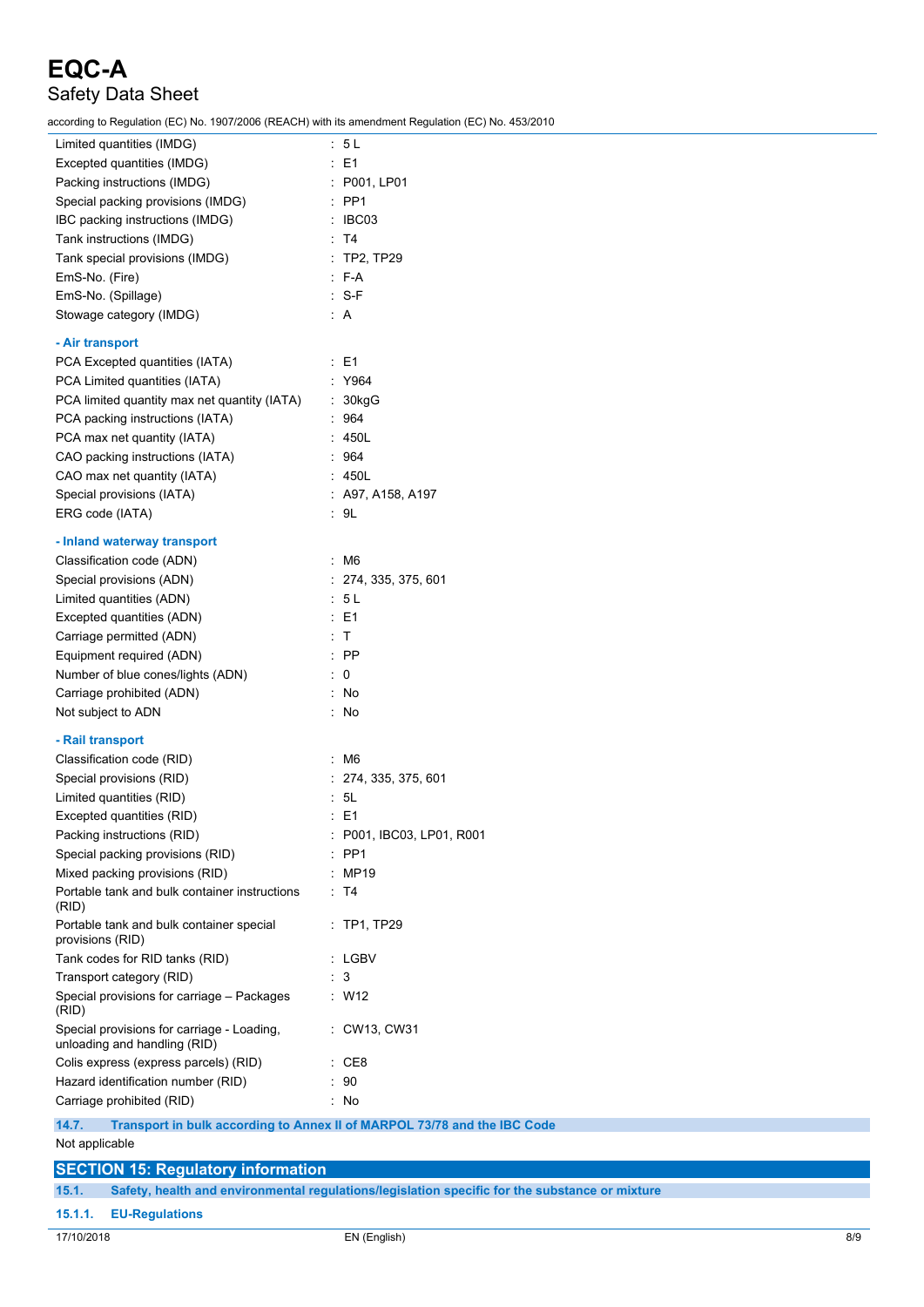Limited quantities (IMDG) : 5 L
Excepted quantities (IMDG) : E1
Packing instructions (IMDG) : P001, LP01
Special packing provisions (IMDG) : PP1
IBC packing instructions (IMDG) : IBC03
Tank instructions (IMDG) : T4
Tank special provisions (IMDG) : TP2, TP29
EmS-No. (Fire) : F-A
EmS-No. (Spillage) : S-F
Stowage category (IMDG) : A

**- Air transport**

PCA Excepted quantities (IATA) : E1
PCA Limited quantities (IATA) : Y964
PCA limited quantity max net quantity (IATA) : 30kgG
PCA packing instructions (IATA) : 964
PCA max net quantity (IATA) : 450L
CAO packing instructions (IATA) : 964
CAO max net quantity (IATA) : 450L
Special provisions (IATA) : A97, A158, A197
ERG code (IATA) : 9L

**- Inland waterway transport**

Classification code (ADN) : M6
Special provisions (ADN) : 274, 335, 375, 601
Limited quantities (ADN) : 5 L
Excepted quantities (ADN) : E1
Carriage permitted (ADN) : T
Equipment required (ADN) : PP
Number of blue cones/lights (ADN) : 0
Carriage prohibited (ADN) : No
Not subject to ADN : No

**- Rail transport**

Classification code (RID) : M6
Special provisions (RID) : 274, 335, 375, 601
Limited quantities (RID) : 5L
Excepted quantities (RID) : E1
Packing instructions (RID) : P001, IBC03, LP01, R001
Special packing provisions (RID) : PP1
Mixed packing provisions (RID) : MP19
Portable tank and bulk container instructions (RID) : T4
Portable tank and bulk container special provisions (RID) : TP1, TP29
Tank codes for RID tanks (RID) : LGBV
Transport category (RID) : 3
Special provisions for carriage – Packages (RID) : W12
Special provisions for carriage - Loading, unloading and handling (RID) : CW13, CW31
Colis express (express parcels) (RID) : CE8
Hazard identification number (RID) : 90
Carriage prohibited (RID) : No

### 14.7. Transport in bulk according to Annex II of MARPOL 73/78 and the IBC Code

Not applicable

## SECTION 15: Regulatory information

### 15.1. Safety, health and environmental regulations/legislation specific for the substance or mixture

#### 15.1.1. EU-Regulations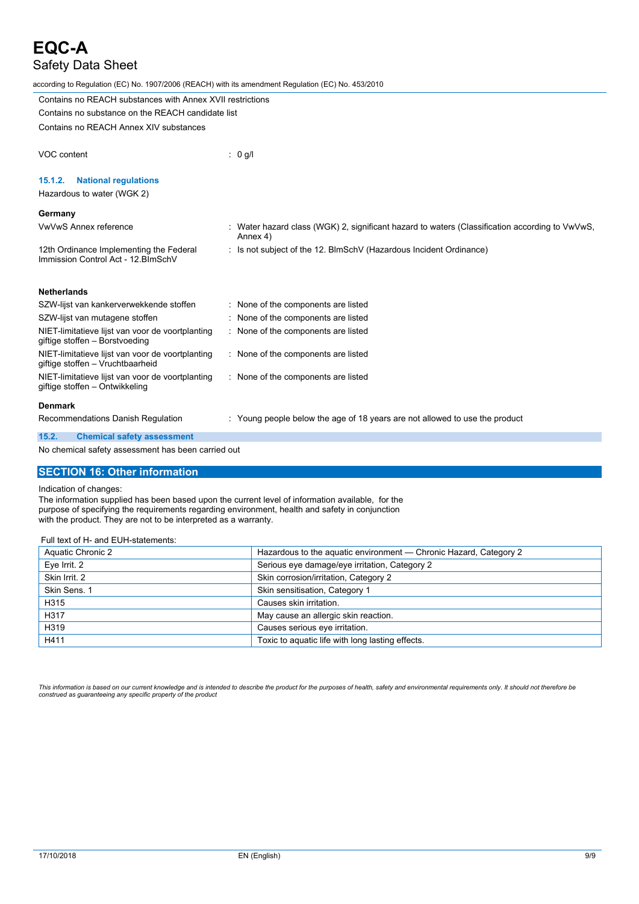Contains no REACH substances with Annex XVII restrictions

Contains no substance on the REACH candidate list

Contains no REACH Annex XIV substances

VOC content : 0 g/l

#### 15.1.2. National regulations

Hazardous to water (WGK 2)

**Germany**

| | |
|---|---|
| VwVwS Annex reference | : Water hazard class (WGK) 2, significant hazard to waters (Classification according to VwVwS, Annex 4) |
| 12th Ordinance Implementing the Federal Immission Control Act - 12.BImSchV | : Is not subject of the 12. BlmSchV (Hazardous Incident Ordinance) |

**Netherlands**

| | |
|---|---|
| SZW-lijst van kankerverwekkende stoffen | : None of the components are listed |
| SZW-lijst van mutagene stoffen | : None of the components are listed |
| NIET-limitatieve lijst van voor de voortplanting giftige stoffen – Borstvoeding | : None of the components are listed |
| NIET-limitatieve lijst van voor de voortplanting giftige stoffen – Vruchtbaarheid | : None of the components are listed |
| NIET-limitatieve lijst van voor de voortplanting giftige stoffen – Ontwikkeling | : None of the components are listed |

**Denmark**

| | |
|---|---|
| Recommendations Danish Regulation | : Young people below the age of 18 years are not allowed to use the product |

### 15.2. Chemical safety assessment

No chemical safety assessment has been carried out

## SECTION 16: Other information

Indication of changes:
The information supplied has been based upon the current level of information available, for the purpose of specifying the requirements regarding environment, health and safety in conjunction with the product. They are not to be interpreted as a warranty.

Full text of H- and EUH-statements:

| | |
|---|---|
| Aquatic Chronic 2 | Hazardous to the aquatic environment — Chronic Hazard, Category 2 |
| Eye Irrit. 2 | Serious eye damage/eye irritation, Category 2 |
| Skin Irrit. 2 | Skin corrosion/irritation, Category 2 |
| Skin Sens. 1 | Skin sensitisation, Category 1 |
| H315 | Causes skin irritation. |
| H317 | May cause an allergic skin reaction. |
| H319 | Causes serious eye irritation. |
| H411 | Toxic to aquatic life with long lasting effects. |

*This information is based on our current knowledge and is intended to describe the product for the purposes of health, safety and environmental requirements only. It should not therefore be construed as guaranteeing any specific property of the product*